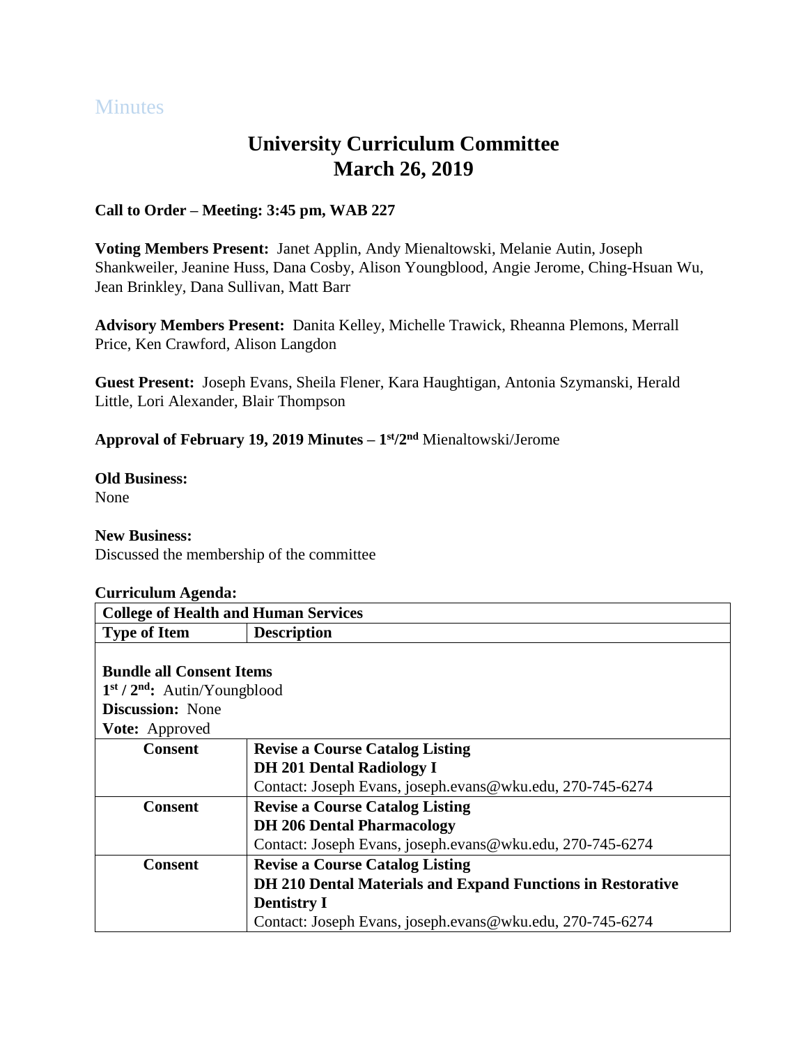Minutes

# University Curriculum Committee
# March 26, 2019

**Call to Order – Meeting: 3:45 pm, WAB 227**

**Voting Members Present:** Janet Applin, Andy Mienaltowski, Melanie Autin, Joseph Shankweiler, Jeanine Huss, Dana Cosby, Alison Youngblood, Angie Jerome, Ching-Hsuan Wu, Jean Brinkley, Dana Sullivan, Matt Barr

**Advisory Members Present:** Danita Kelley, Michelle Trawick, Rheanna Plemons, Merrall Price, Ken Crawford, Alison Langdon

**Guest Present:** Joseph Evans, Sheila Flener, Kara Haughtigan, Antonia Szymanski, Herald Little, Lori Alexander, Blair Thompson

**Approval of February 19, 2019 Minutes – 1st/2nd** Mienaltowski/Jerome

**Old Business:**
None

**New Business:**
Discussed the membership of the committee

**Curriculum Agenda:**

| **College of Health and Human Services** | |
|---|---|
| **Type of Item** | **Description** |
| **Bundle all Consent Items**<br>**1st / 2nd:** Autin/Youngblood<br>**Discussion:** None<br>**Vote:** Approved | |
| **Consent** | **Revise a Course Catalog Listing**<br>**DH 201 Dental Radiology I**<br>Contact: Joseph Evans, joseph.evans@wku.edu, 270-745-6274 |
| **Consent** | **Revise a Course Catalog Listing**<br>**DH 206 Dental Pharmacology**<br>Contact: Joseph Evans, joseph.evans@wku.edu, 270-745-6274 |
| **Consent** | **Revise a Course Catalog Listing**<br>**DH 210 Dental Materials and Expand Functions in Restorative Dentistry I**<br>Contact: Joseph Evans, joseph.evans@wku.edu, 270-745-6274 |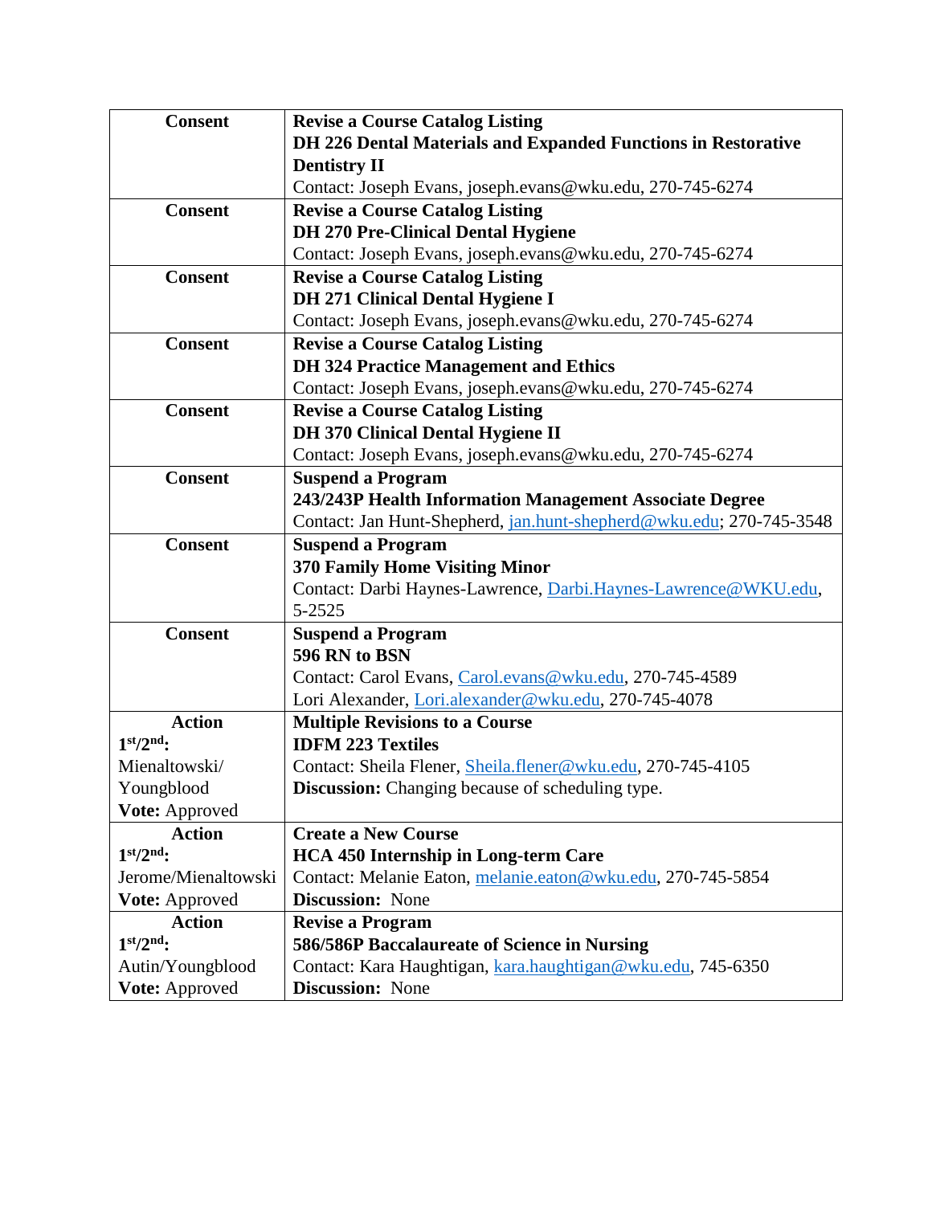| | |
|---|---|
| **Consent** | **Revise a Course Catalog Listing**<br>**DH 226 Dental Materials and Expanded Functions in Restorative Dentistry II**<br>Contact: Joseph Evans, joseph.evans@wku.edu, 270-745-6274 |
| **Consent** | **Revise a Course Catalog Listing**<br>**DH 270 Pre-Clinical Dental Hygiene**<br>Contact: Joseph Evans, joseph.evans@wku.edu, 270-745-6274 |
| **Consent** | **Revise a Course Catalog Listing**<br>**DH 271 Clinical Dental Hygiene I**<br>Contact: Joseph Evans, joseph.evans@wku.edu, 270-745-6274 |
| **Consent** | **Revise a Course Catalog Listing**<br>**DH 324 Practice Management and Ethics**<br>Contact: Joseph Evans, joseph.evans@wku.edu, 270-745-6274 |
| **Consent** | **Revise a Course Catalog Listing**<br>**DH 370 Clinical Dental Hygiene II**<br>Contact: Joseph Evans, joseph.evans@wku.edu, 270-745-6274 |
| **Consent** | **Suspend a Program**<br>**243/243P Health Information Management Associate Degree**<br>Contact: Jan Hunt-Shepherd, jan.hunt-shepherd@wku.edu; 270-745-3548 |
| **Consent** | **Suspend a Program**<br>**370 Family Home Visiting Minor**<br>Contact: Darbi Haynes-Lawrence, Darbi.Haynes-Lawrence@WKU.edu, 5-2525 |
| **Consent** | **Suspend a Program**<br>**596 RN to BSN**<br>Contact: Carol Evans, Carol.evans@wku.edu, 270-745-4589<br>Lori Alexander, Lori.alexander@wku.edu, 270-745-4078 |
| **Action**<br>**1st/2nd:**<br>Mienaltowski/ Youngblood<br>**Vote:** Approved | **Multiple Revisions to a Course**<br>**IDFM 223 Textiles**<br>Contact: Sheila Flener, Sheila.flener@wku.edu, 270-745-4105<br>**Discussion:** Changing because of scheduling type. |
| **Action**<br>**1st/2nd:**<br>Jerome/Mienaltowski<br>**Vote:** Approved | **Create a New Course**<br>**HCA 450 Internship in Long-term Care**<br>Contact: Melanie Eaton, melanie.eaton@wku.edu, 270-745-5854<br>**Discussion:** None |
| **Action**<br>**1st/2nd:**<br>Autin/Youngblood<br>**Vote:** Approved | **Revise a Program**<br>**586/586P Baccalaureate of Science in Nursing**<br>Contact: Kara Haughtigan, kara.haughtigan@wku.edu, 745-6350<br>**Discussion:** None |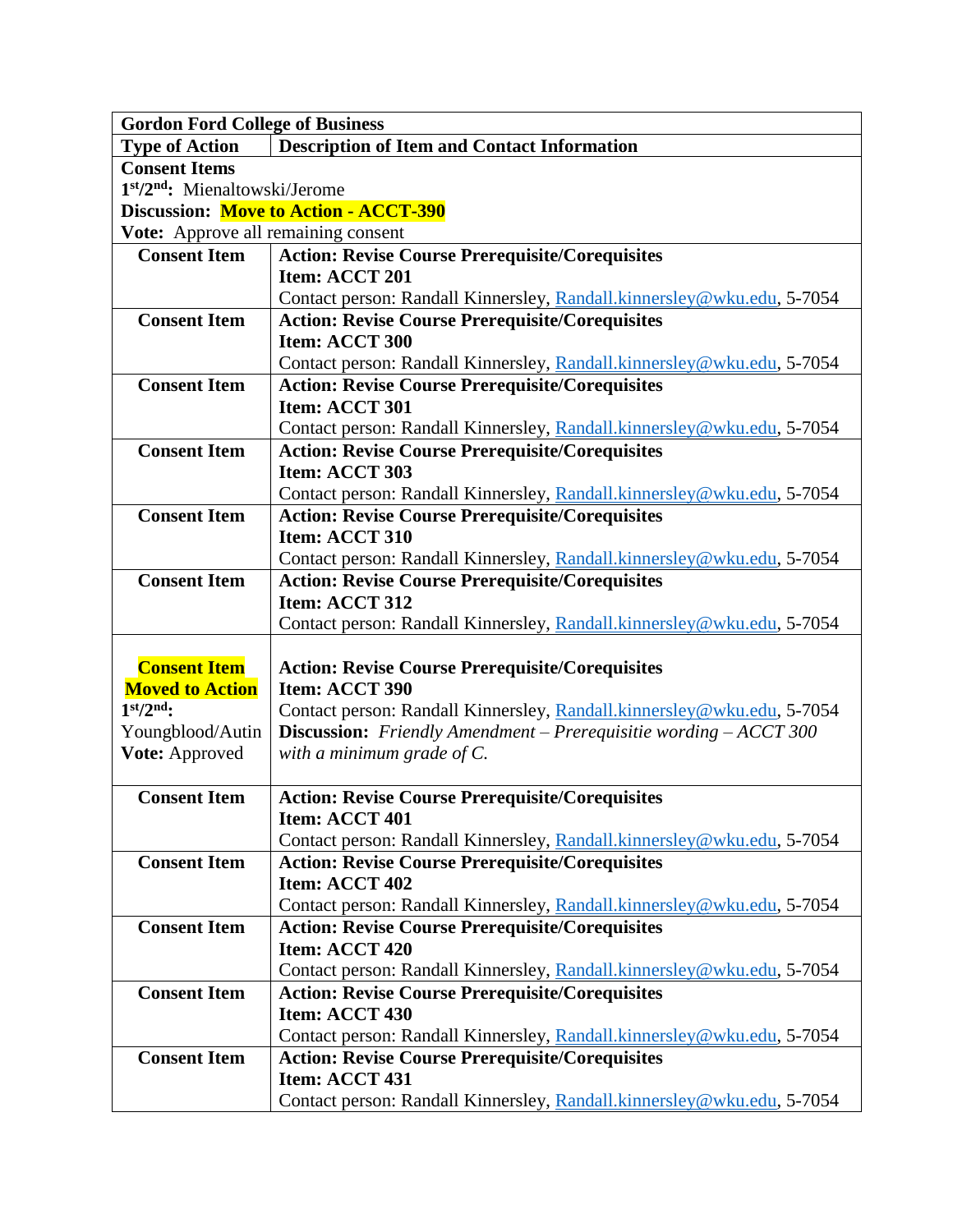| Gordon Ford College of Business | |
|---|---|
| **Type of Action** | **Description of Item and Contact Information** |
| **Consent Items**<br>**1st/2nd:** Mienaltowski/Jerome<br>**Discussion: Move to Action - ACCT-390**<br>**Vote:** Approve all remaining consent | |
| **Consent Item** | **Action: Revise Course Prerequisite/Corequisites**<br>**Item: ACCT 201**<br>Contact person: Randall Kinnersley, Randall.kinnersley@wku.edu, 5-7054 |
| **Consent Item** | **Action: Revise Course Prerequisite/Corequisites**<br>**Item: ACCT 300**<br>Contact person: Randall Kinnersley, Randall.kinnersley@wku.edu, 5-7054 |
| **Consent Item** | **Action: Revise Course Prerequisite/Corequisites**<br>**Item: ACCT 301**<br>Contact person: Randall Kinnersley, Randall.kinnersley@wku.edu, 5-7054 |
| **Consent Item** | **Action: Revise Course Prerequisite/Corequisites**<br>**Item: ACCT 303**<br>Contact person: Randall Kinnersley, Randall.kinnersley@wku.edu, 5-7054 |
| **Consent Item** | **Action: Revise Course Prerequisite/Corequisites**<br>**Item: ACCT 310**<br>Contact person: Randall Kinnersley, Randall.kinnersley@wku.edu, 5-7054 |
| **Consent Item** | **Action: Revise Course Prerequisite/Corequisites**<br>**Item: ACCT 312**<br>Contact person: Randall Kinnersley, Randall.kinnersley@wku.edu, 5-7054 |
| **Consent Item Moved to Action**<br>**1st/2nd:** Youngblood/Autin<br>**Vote:** Approved | **Action: Revise Course Prerequisite/Corequisites**<br>**Item: ACCT 390**<br>Contact person: Randall Kinnersley, Randall.kinnersley@wku.edu, 5-7054<br>**Discussion:** *Friendly Amendment – Prerequisitie wording – ACCT 300 with a minimum grade of C.* |
| **Consent Item** | **Action: Revise Course Prerequisite/Corequisites**<br>**Item: ACCT 401**<br>Contact person: Randall Kinnersley, Randall.kinnersley@wku.edu, 5-7054 |
| **Consent Item** | **Action: Revise Course Prerequisite/Corequisites**<br>**Item: ACCT 402**<br>Contact person: Randall Kinnersley, Randall.kinnersley@wku.edu, 5-7054 |
| **Consent Item** | **Action: Revise Course Prerequisite/Corequisites**<br>**Item: ACCT 420**<br>Contact person: Randall Kinnersley, Randall.kinnersley@wku.edu, 5-7054 |
| **Consent Item** | **Action: Revise Course Prerequisite/Corequisites**<br>**Item: ACCT 430**<br>Contact person: Randall Kinnersley, Randall.kinnersley@wku.edu, 5-7054 |
| **Consent Item** | **Action: Revise Course Prerequisite/Corequisites**<br>**Item: ACCT 431**<br>Contact person: Randall Kinnersley, Randall.kinnersley@wku.edu, 5-7054 |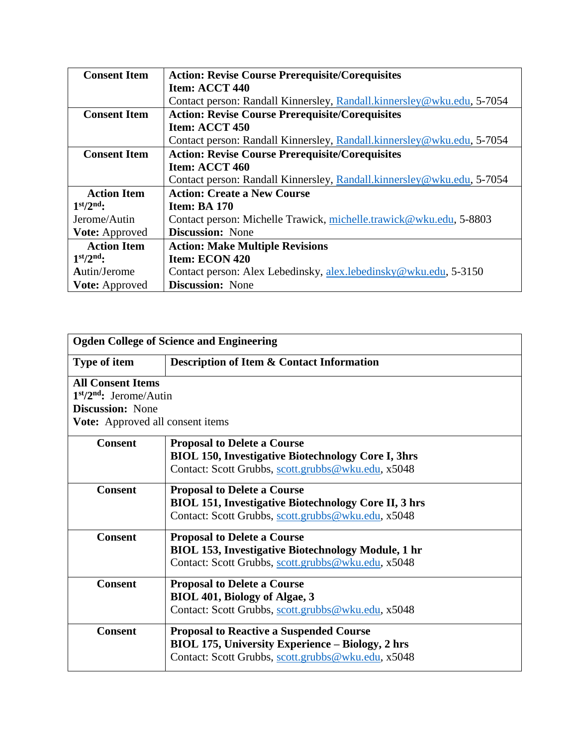| Consent Item | **Action: Revise Course Prerequisite/Corequisites**<br>**Item: ACCT 440**<br>Contact person: Randall Kinnersley, Randall.kinnersley@wku.edu, 5-7054 |
|---|---|
| **Consent Item** | **Action: Revise Course Prerequisite/Corequisites**<br>**Item: ACCT 450**<br>Contact person: Randall Kinnersley, Randall.kinnersley@wku.edu, 5-7054 |
| **Consent Item** | **Action: Revise Course Prerequisite/Corequisites**<br>**Item: ACCT 460**<br>Contact person: Randall Kinnersley, Randall.kinnersley@wku.edu, 5-7054 |
| **Action Item**<br>**1st/2nd:**<br>Jerome/Autin<br>**Vote:** Approved | **Action: Create a New Course**<br>**Item: BA 170**<br>Contact person: Michelle Trawick, michelle.trawick@wku.edu, 5-8803<br>**Discussion:** None |
| **Action Item**<br>**1st/2nd:**<br>Autin/Jerome<br>**Vote:** Approved | **Action: Make Multiple Revisions**<br>**Item: ECON 420**<br>Contact person: Alex Lebedinsky, alex.lebedinsky@wku.edu, 5-3150<br>**Discussion:** None |

| **Ogden College of Science and Engineering** | |
|---|---|
| **Type of item** | **Description of Item & Contact Information** |
| **All Consent Items**<br>**1st/2nd:** Jerome/Autin<br>**Discussion:** None<br>**Vote:** Approved all consent items | |
| **Consent** | **Proposal to Delete a Course**<br>**BIOL 150, Investigative Biotechnology Core I, 3hrs**<br>Contact: Scott Grubbs, scott.grubbs@wku.edu, x5048 |
| **Consent** | **Proposal to Delete a Course**<br>**BIOL 151, Investigative Biotechnology Core II, 3 hrs**<br>Contact: Scott Grubbs, scott.grubbs@wku.edu, x5048 |
| **Consent** | **Proposal to Delete a Course**<br>**BIOL 153, Investigative Biotechnology Module, 1 hr**<br>Contact: Scott Grubbs, scott.grubbs@wku.edu, x5048 |
| **Consent** | **Proposal to Delete a Course**<br>**BIOL 401, Biology of Algae, 3**<br>Contact: Scott Grubbs, scott.grubbs@wku.edu, x5048 |
| **Consent** | **Proposal to Reactive a Suspended Course**<br>**BIOL 175, University Experience – Biology, 2 hrs**<br>Contact: Scott Grubbs, scott.grubbs@wku.edu, x5048 |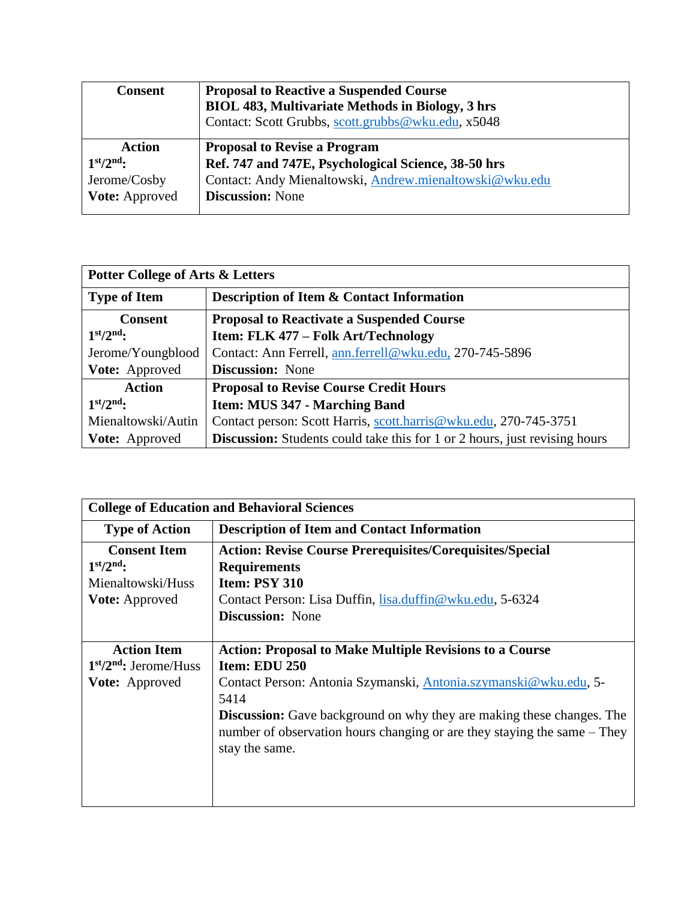| Consent | **Proposal to Reactive a Suspended Course**<br>**BIOL 483, Multivariate Methods in Biology, 3 hrs**<br>Contact: Scott Grubbs, scott.grubbs@wku.edu, x5048 |
|---|---|
| **Action**<br>**1st/2nd:**<br>Jerome/Cosby<br>**Vote:** Approved | **Proposal to Revise a Program**<br>**Ref. 747 and 747E, Psychological Science, 38-50 hrs**<br>Contact: Andy Mienaltowski, Andrew.mienaltowski@wku.edu<br>**Discussion:** None |

| **Potter College of Arts & Letters** | |
|---|---|
| **Type of Item** | **Description of Item & Contact Information** |
| **Consent**<br>**1st/2nd:**<br>Jerome/Youngblood<br>**Vote:** Approved | **Proposal to Reactivate a Suspended Course**<br>**Item: FLK 477 – Folk Art/Technology**<br>Contact: Ann Ferrell, ann.ferrell@wku.edu, 270-745-5896<br>**Discussion:** None |
| **Action**<br>**1st/2nd:**<br>Mienaltowski/Autin<br>**Vote:** Approved | **Proposal to Revise Course Credit Hours**<br>**Item: MUS 347 - Marching Band**<br>Contact person: Scott Harris, scott.harris@wku.edu, 270-745-3751<br>**Discussion:** Students could take this for 1 or 2 hours, just revising hours |

| **College of Education and Behavioral Sciences** | |
|---|---|
| **Type of Action** | **Description of Item and Contact Information** |
| **Consent Item**<br>**1st/2nd:**<br>Mienaltowski/Huss<br>**Vote:** Approved | **Action: Revise Course Prerequisites/Corequisites/Special Requirements**<br>**Item: PSY 310**<br>Contact Person: Lisa Duffin, lisa.duffin@wku.edu, 5-6324<br>**Discussion:** None |
| **Action Item**<br>**1st/2nd:** Jerome/Huss<br>**Vote:** Approved | **Action: Proposal to Make Multiple Revisions to a Course**<br>**Item: EDU 250**<br>Contact Person: Antonia Szymanski, Antonia.szymanski@wku.edu, 5-5414<br>**Discussion:** Gave background on why they are making these changes. The number of observation hours changing or are they staying the same – They stay the same. |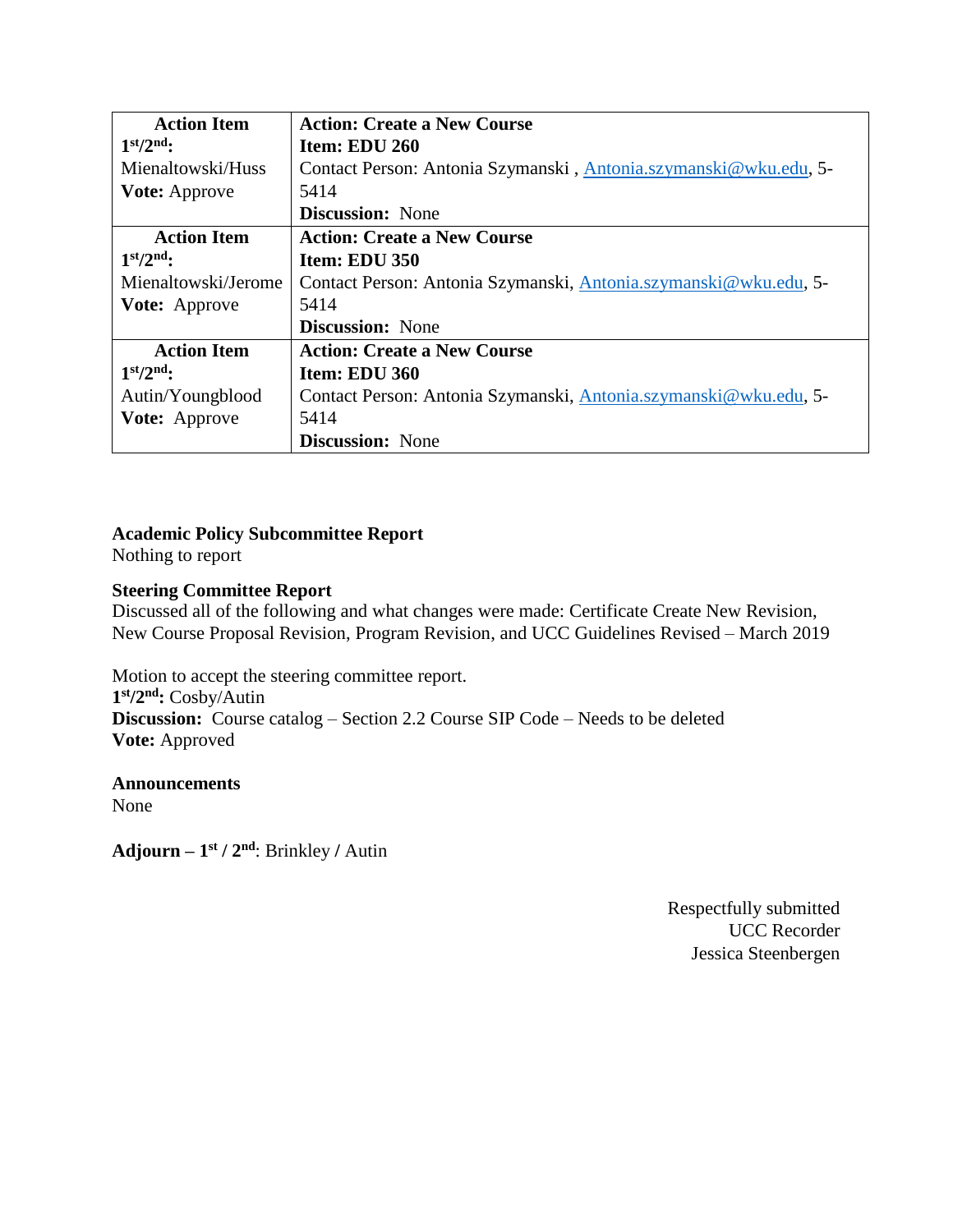| | |
|---|---|
| **Action Item**<br>**1st/2nd:**<br>Mienaltowski/Huss<br>**Vote:** Approve | **Action: Create a New Course**<br>**Item: EDU 260**<br>Contact Person: Antonia Szymanski , Antonia.szymanski@wku.edu, 5-5414<br>**Discussion:** None |
| **Action Item**<br>**1st/2nd:**<br>Mienaltowski/Jerome<br>**Vote:** Approve | **Action: Create a New Course**<br>**Item: EDU 350**<br>Contact Person: Antonia Szymanski, Antonia.szymanski@wku.edu, 5-5414<br>**Discussion:** None |
| **Action Item**<br>**1st/2nd:**<br>Autin/Youngblood<br>**Vote:** Approve | **Action: Create a New Course**<br>**Item: EDU 360**<br>Contact Person: Antonia Szymanski, Antonia.szymanski@wku.edu, 5-5414<br>**Discussion:** None |

**Academic Policy Subcommittee Report**
Nothing to report

**Steering Committee Report**
Discussed all of the following and what changes were made: Certificate Create New Revision, New Course Proposal Revision, Program Revision, and UCC Guidelines Revised – March 2019

Motion to accept the steering committee report.
**1st/2nd:** Cosby/Autin
**Discussion:** Course catalog – Section 2.2 Course SIP Code – Needs to be deleted
**Vote:** Approved

**Announcements**
None

**Adjourn – 1st / 2nd**: Brinkley **/** Autin

Respectfully submitted
UCC Recorder
Jessica Steenbergen